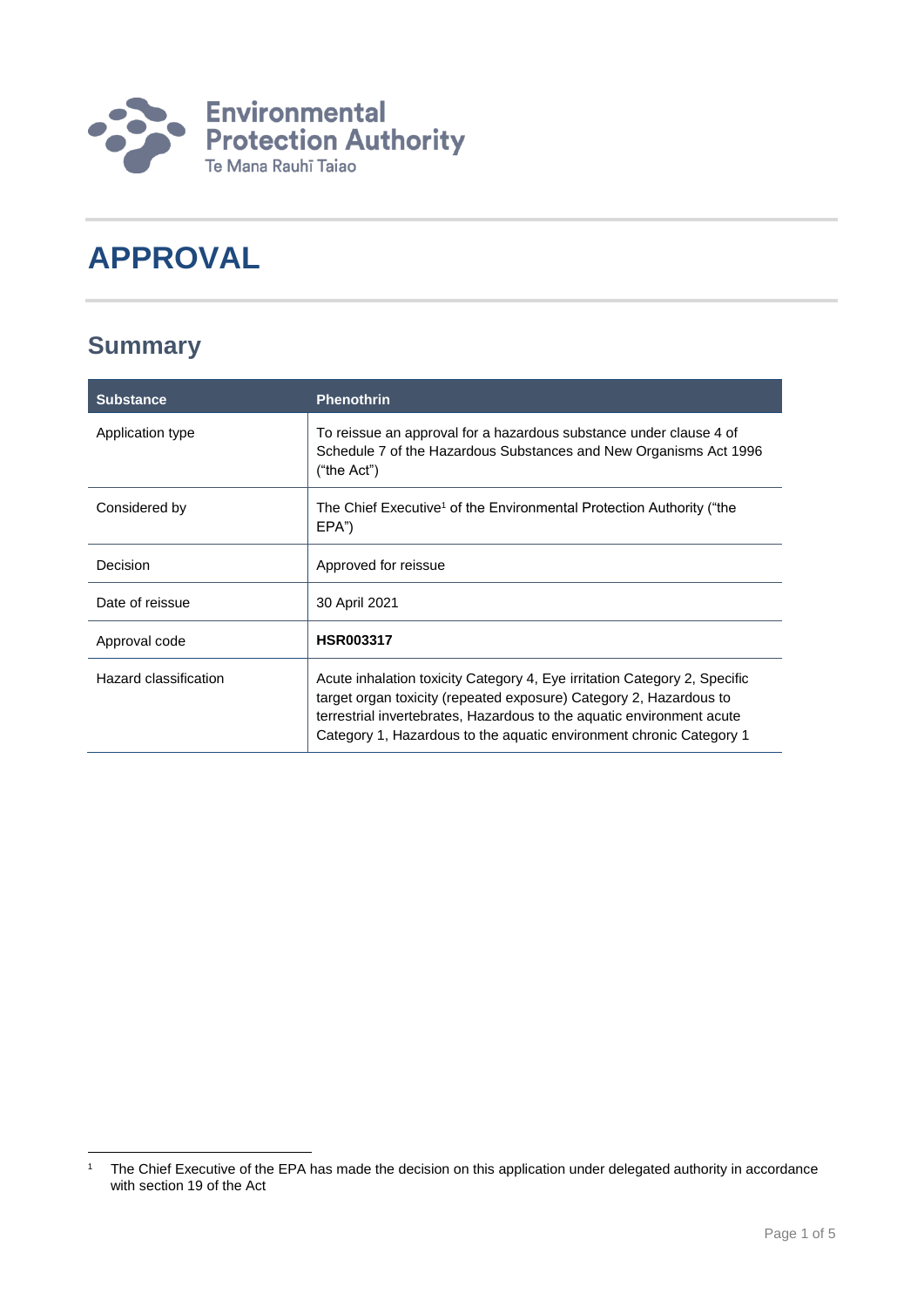Environmental Protection Authority
Te Mana Rauhī Taiao

# APPROVAL

## Summary

| Substance | Phenothrin |
|---|---|
| Application type | To reissue an approval for a hazardous substance under clause 4 of Schedule 7 of the Hazardous Substances and New Organisms Act 1996 ("the Act") |
| Considered by | The Chief Executive[1] of the Environmental Protection Authority ("the EPA") |
| Decision | Approved for reissue |
| Date of reissue | 30 April 2021 |
| Approval code | **HSR003317** |
| Hazard classification | Acute inhalation toxicity Category 4, Eye irritation Category 2, Specific target organ toxicity (repeated exposure) Category 2, Hazardous to terrestrial invertebrates, Hazardous to the aquatic environment acute Category 1, Hazardous to the aquatic environment chronic Category 1 |

[1] The Chief Executive of the EPA has made the decision on this application under delegated authority in accordance with section 19 of the Act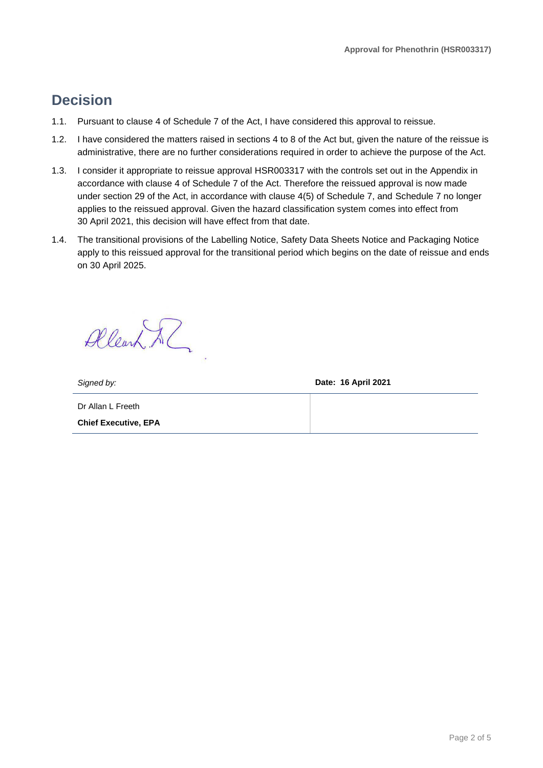# Decision

1.1. Pursuant to clause 4 of Schedule 7 of the Act, I have considered this approval to reissue.

1.2. I have considered the matters raised in sections 4 to 8 of the Act but, given the nature of the reissue is administrative, there are no further considerations required in order to achieve the purpose of the Act.

1.3. I consider it appropriate to reissue approval HSR003317 with the controls set out in the Appendix in accordance with clause 4 of Schedule 7 of the Act. Therefore the reissued approval is now made under section 29 of the Act, in accordance with clause 4(5) of Schedule 7, and Schedule 7 no longer applies to the reissued approval. Given the hazard classification system comes into effect from 30 April 2021, this decision will have effect from that date.

1.4. The transitional provisions of the Labelling Notice, Safety Data Sheets Notice and Packaging Notice apply to this reissued approval for the transitional period which begins on the date of reissue and ends on 30 April 2025.

| *Signed by:* | **Date: 16 April 2021** |
|---|---|
| Dr Allan L Freeth<br>**Chief Executive, EPA** | |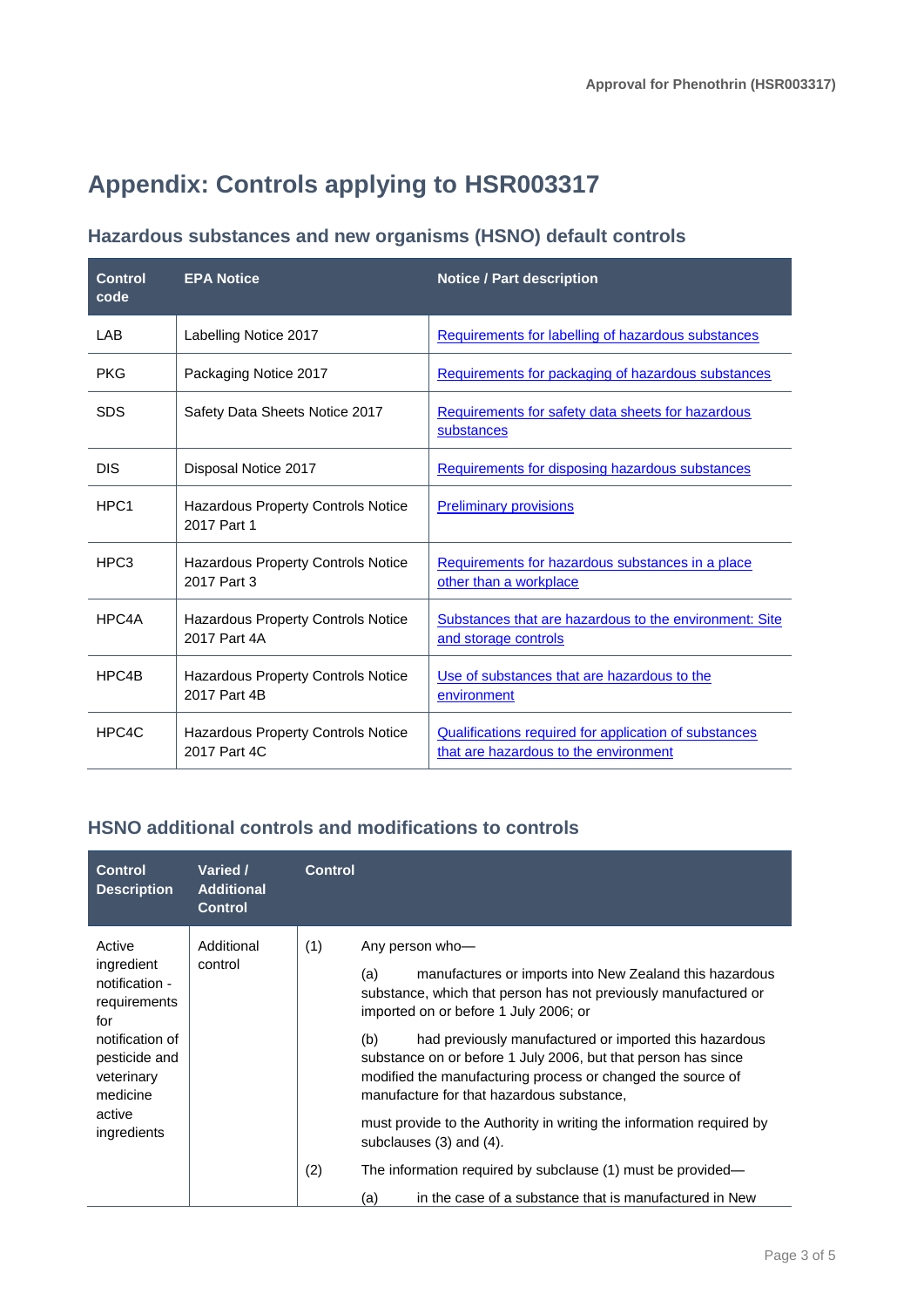# Appendix: Controls applying to HSR003317

## Hazardous substances and new organisms (HSNO) default controls

| Control code | EPA Notice | Notice / Part description |
|---|---|---|
| LAB | Labelling Notice 2017 | Requirements for labelling of hazardous substances |
| PKG | Packaging Notice 2017 | Requirements for packaging of hazardous substances |
| SDS | Safety Data Sheets Notice 2017 | Requirements for safety data sheets for hazardous substances |
| DIS | Disposal Notice 2017 | Requirements for disposing hazardous substances |
| HPC1 | Hazardous Property Controls Notice 2017 Part 1 | Preliminary provisions |
| HPC3 | Hazardous Property Controls Notice 2017 Part 3 | Requirements for hazardous substances in a place other than a workplace |
| HPC4A | Hazardous Property Controls Notice 2017 Part 4A | Substances that are hazardous to the environment: Site and storage controls |
| HPC4B | Hazardous Property Controls Notice 2017 Part 4B | Use of substances that are hazardous to the environment |
| HPC4C | Hazardous Property Controls Notice 2017 Part 4C | Qualifications required for application of substances that are hazardous to the environment |

## HSNO additional controls and modifications to controls

| Control Description | Varied / Additional Control | Control |
|---|---|---|
| Active ingredient notification - requirements for notification of pesticide and veterinary medicine active ingredients | Additional control | (1) Any person who— (a) manufactures or imports into New Zealand this hazardous substance, which that person has not previously manufactured or imported on or before 1 July 2006; or (b) had previously manufactured or imported this hazardous substance on or before 1 July 2006, but that person has since modified the manufacturing process or changed the source of manufacture for that hazardous substance, must provide to the Authority in writing the information required by subclauses (3) and (4). (2) The information required by subclause (1) must be provided— (a) in the case of a substance that is manufactured in New |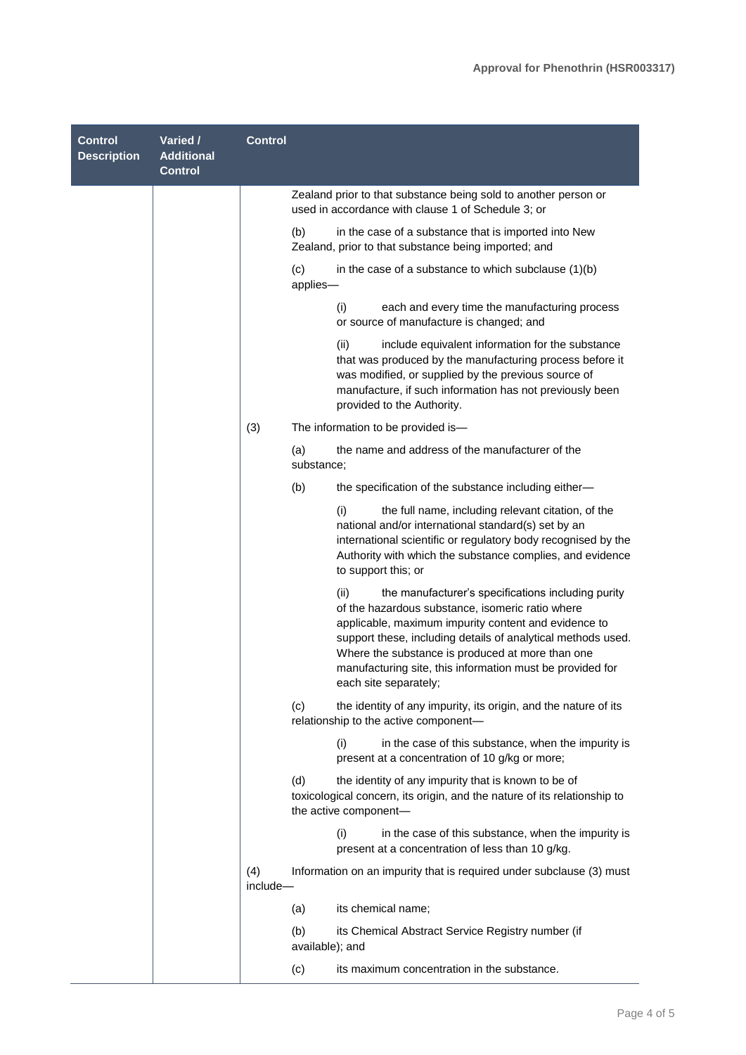| Control Description | Varied / Additional Control | Control |
|---|---|---|
| | | Zealand prior to that substance being sold to another person or used in accordance with clause 1 of Schedule 3; or<br><br>(b) in the case of a substance that is imported into New Zealand, prior to that substance being imported; and<br><br>(c) in the case of a substance to which subclause (1)(b) applies—<br><br>(i) each and every time the manufacturing process or source of manufacture is changed; and<br><br>(ii) include equivalent information for the substance that was produced by the manufacturing process before it was modified, or supplied by the previous source of manufacture, if such information has not previously been provided to the Authority.<br><br>(3) The information to be provided is—<br><br>(a) the name and address of the manufacturer of the substance;<br><br>(b) the specification of the substance including either—<br><br>(i) the full name, including relevant citation, of the national and/or international standard(s) set by an international scientific or regulatory body recognised by the Authority with which the substance complies, and evidence to support this; or<br><br>(ii) the manufacturer's specifications including purity of the hazardous substance, isomeric ratio where applicable, maximum impurity content and evidence to support these, including details of analytical methods used. Where the substance is produced at more than one manufacturing site, this information must be provided for each site separately;<br><br>(c) the identity of any impurity, its origin, and the nature of its relationship to the active component—<br><br>(i) in the case of this substance, when the impurity is present at a concentration of 10 g/kg or more;<br><br>(d) the identity of any impurity that is known to be of toxicological concern, its origin, and the nature of its relationship to the active component—<br><br>(i) in the case of this substance, when the impurity is present at a concentration of less than 10 g/kg.<br><br>(4) Information on an impurity that is required under subclause (3) must include—<br><br>(a) its chemical name;<br><br>(b) its Chemical Abstract Service Registry number (if available); and<br><br>(c) its maximum concentration in the substance. |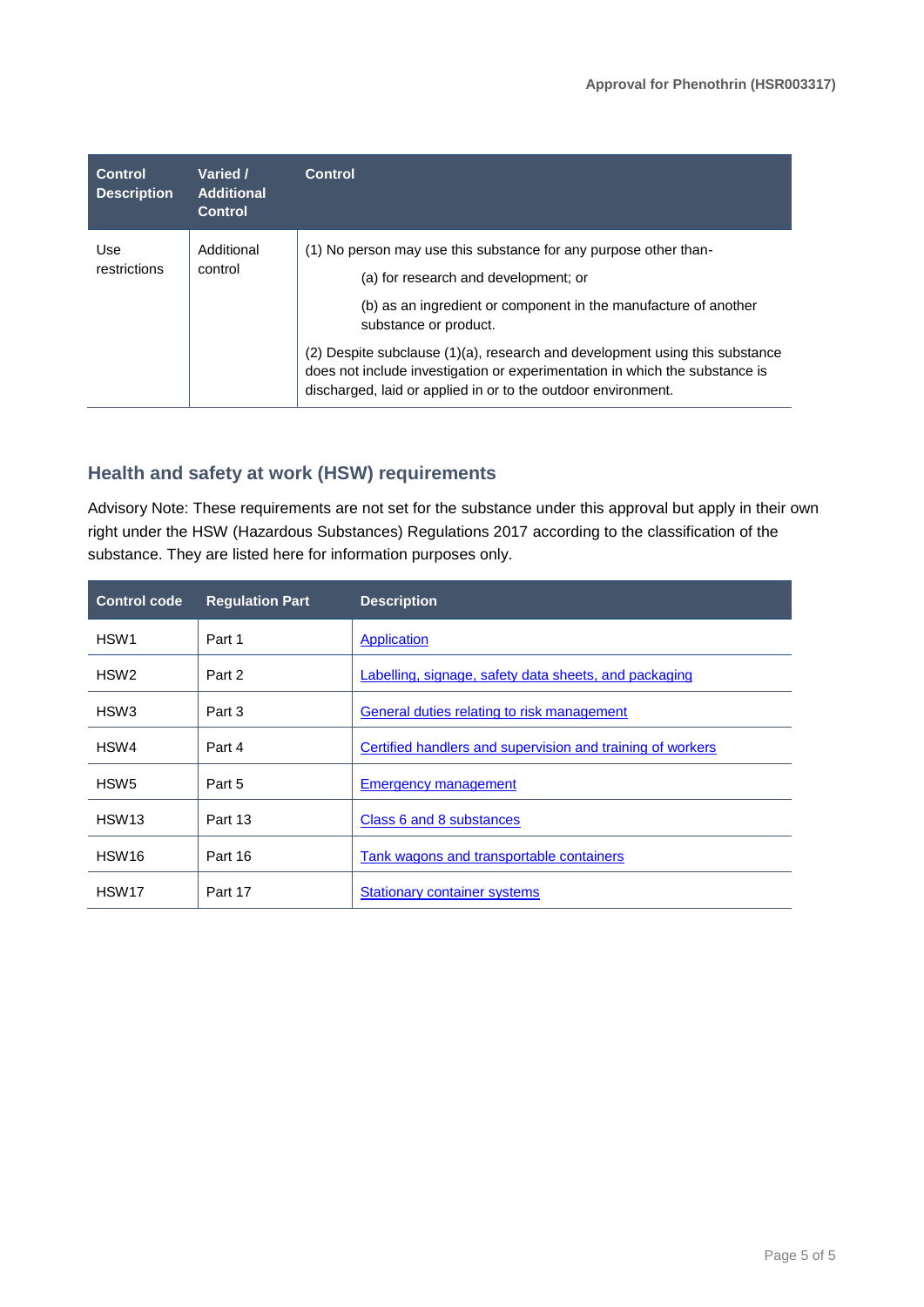| Control Description | Varied / Additional Control | Control |
|---|---|---|
| Use restrictions | Additional control | (1) No person may use this substance for any purpose other than- (a) for research and development; or (b) as an ingredient or component in the manufacture of another substance or product. (2) Despite subclause (1)(a), research and development using this substance does not include investigation or experimentation in which the substance is discharged, laid or applied in or to the outdoor environment. |

## Health and safety at work (HSW) requirements

Advisory Note: These requirements are not set for the substance under this approval but apply in their own right under the HSW (Hazardous Substances) Regulations 2017 according to the classification of the substance. They are listed here for information purposes only.

| Control code | Regulation Part | Description |
|---|---|---|
| HSW1 | Part 1 | Application |
| HSW2 | Part 2 | Labelling, signage, safety data sheets, and packaging |
| HSW3 | Part 3 | General duties relating to risk management |
| HSW4 | Part 4 | Certified handlers and supervision and training of workers |
| HSW5 | Part 5 | Emergency management |
| HSW13 | Part 13 | Class 6 and 8 substances |
| HSW16 | Part 16 | Tank wagons and transportable containers |
| HSW17 | Part 17 | Stationary container systems |